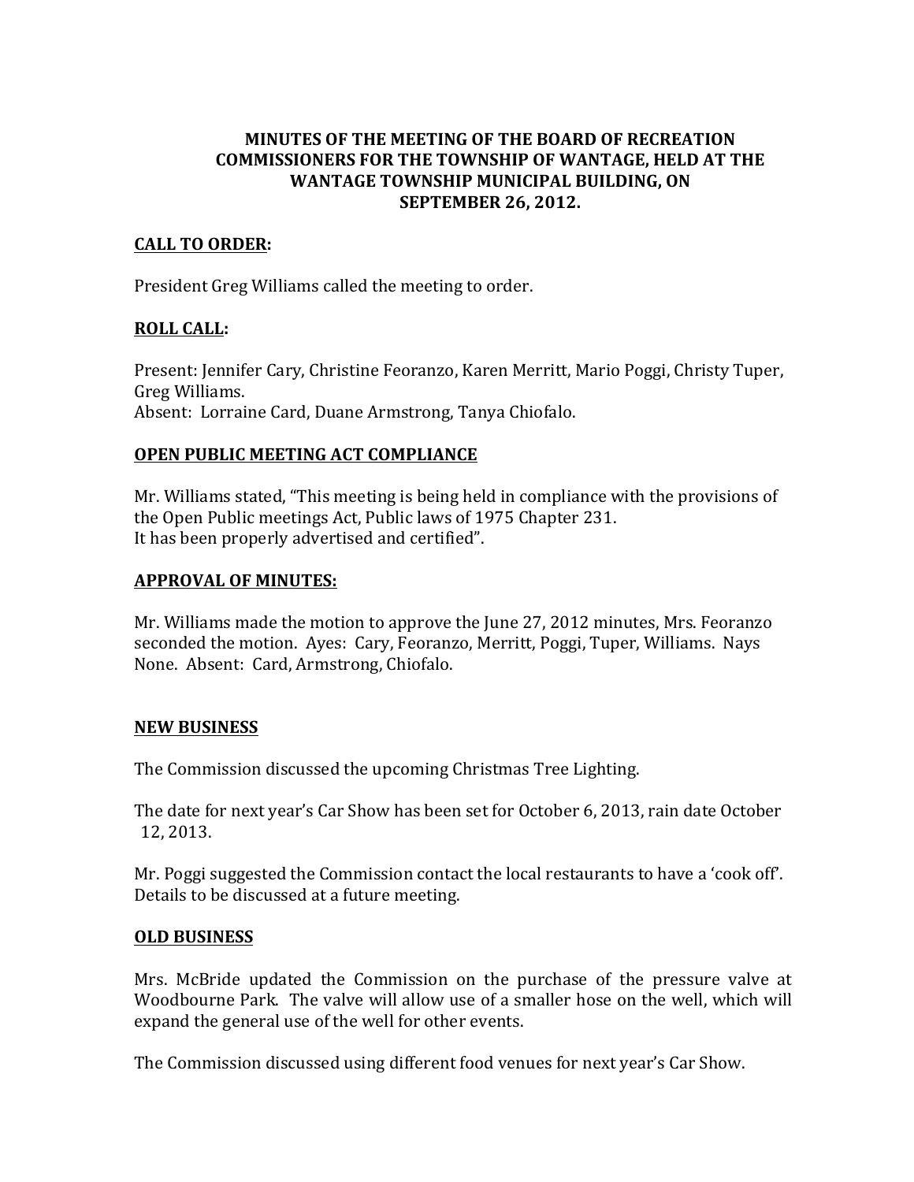# MINUTES OF THE MEETING OF THE BOARD OF RECREATION COMMISSIONERS FOR THE TOWNSHIP OF WANTAGE, HELD AT THE WANTAGE TOWNSHIP MUNICIPAL BUILDING, ON SEPTEMBER 26, 2012.

## CALL TO ORDER:

President Greg Williams called the meeting to order.

## ROLL CALL:

Present: Jennifer Cary, Christine Feoranzo, Karen Merritt, Mario Poggi, Christy Tuper, Greg Williams.
Absent: Lorraine Card, Duane Armstrong, Tanya Chiofalo.

## OPEN PUBLIC MEETING ACT COMPLIANCE

Mr. Williams stated, "This meeting is being held in compliance with the provisions of the Open Public meetings Act, Public laws of 1975 Chapter 231.
It has been properly advertised and certified".

## APPROVAL OF MINUTES:

Mr. Williams made the motion to approve the June 27, 2012 minutes, Mrs. Feoranzo seconded the motion. Ayes: Cary, Feoranzo, Merritt, Poggi, Tuper, Williams. Nays None. Absent: Card, Armstrong, Chiofalo.

## NEW BUSINESS

The Commission discussed the upcoming Christmas Tree Lighting.

The date for next year's Car Show has been set for October 6, 2013, rain date October 12, 2013.

Mr. Poggi suggested the Commission contact the local restaurants to have a 'cook off'. Details to be discussed at a future meeting.

## OLD BUSINESS

Mrs. McBride updated the Commission on the purchase of the pressure valve at Woodbourne Park. The valve will allow use of a smaller hose on the well, which will expand the general use of the well for other events.

The Commission discussed using different food venues for next year's Car Show.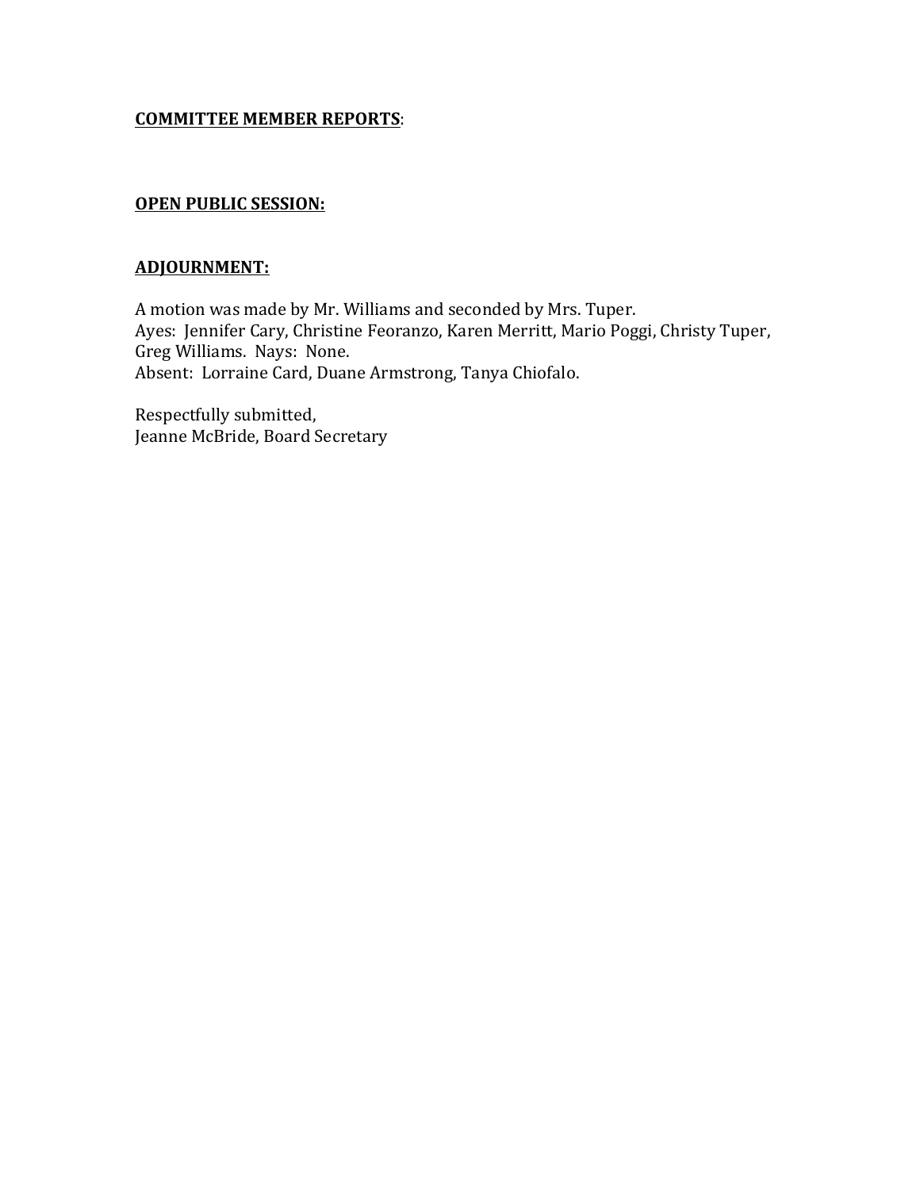**COMMITTEE MEMBER REPORTS**:

**OPEN PUBLIC SESSION:**

**ADJOURNMENT:**

A motion was made by Mr. Williams and seconded by Mrs. Tuper.
Ayes: Jennifer Cary, Christine Feoranzo, Karen Merritt, Mario Poggi, Christy Tuper, Greg Williams. Nays: None.
Absent: Lorraine Card, Duane Armstrong, Tanya Chiofalo.

Respectfully submitted,
Jeanne McBride, Board Secretary